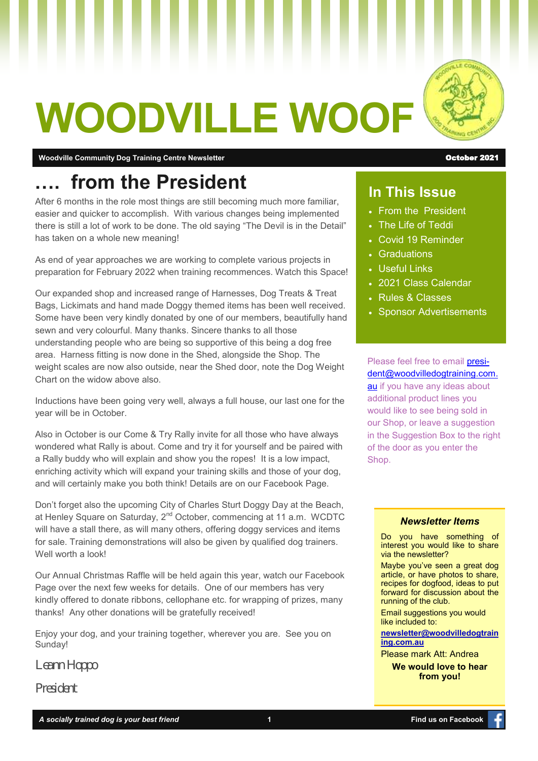# WOODVILLE WOOF

**Woodville Community Dog Training Centre Newsletter** — **October 2021**

## …. from the President

After 6 months in the role most things are still becoming much more familiar, easier and quicker to accomplish. With various changes being implemented there is still a lot of work to be done. The old saying "The Devil is in the Detail" has taken on a whole new meaning!

As end of year approaches we are working to complete various projects in preparation for February 2022 when training recommences. Watch this Space!

Our expanded shop and increased range of Harnesses, Dog Treats & Treat Bags, Lickimats and hand made Doggy themed items has been well received. Some have been very kindly donated by one of our members, beautifully hand sewn and very colourful. Many thanks. Sincere thanks to all those understanding people who are being so supportive of this being a dog free area. Harness fitting is now done in the Shed, alongside the Shop. The weight scales are now also outside, near the Shed door, note the Dog Weight Chart on the widow above also.

Inductions have been going very well, always a full house, our last one for the year will be in October.

Also in October is our Come & Try Rally invite for all those who have always wondered what Rally is about. Come and try it for yourself and be paired with a Rally buddy who will explain and show you the ropes! It is a low impact, enriching activity which will expand your training skills and those of your dog, and will certainly make you both think! Details are on our Facebook Page.

Don't forget also the upcoming City of Charles Sturt Doggy Day at the Beach, at Henley Square on Saturday, 2nd October, commencing at 11 a.m. WCDTC will have a stall there, as will many others, offering doggy services and items for sale. Training demonstrations will also be given by qualified dog trainers. Well worth a look!

Our Annual Christmas Raffle will be held again this year, watch our Facebook Page over the next few weeks for details. One of our members has very kindly offered to donate ribbons, cellophane etc. for wrapping of prizes, many thanks! Any other donations will be gratefully received!

Enjoy your dog, and your training together, wherever you are. See you on Sunday!

Leann Hoppo

President

## In This Issue

- From the President
- The Life of Teddi
- Covid 19 Reminder
- Graduations
- Useful Links
- 2021 Class Calendar
- Rules & Classes
- Sponsor Advertisements

Please feel free to email president@woodvilledogtraining.com.au if you have any ideas about additional product lines you would like to see being sold in our Shop, or leave a suggestion in the Suggestion Box to the right of the door as you enter the Shop.

### *Newsletter Items*

Do you have something of interest you would like to share via the newsletter?

Maybe you've seen a great dog article, or have photos to share, recipes for dogfood, ideas to put forward for discussion about the running of the club.

Email suggestions you would like included to:

**newsletter@woodvilledogtraining.com.au**

Please mark Att: Andrea

**We would love to hear from you!**

*A socially trained dog is your best friend*

Find us on Facebook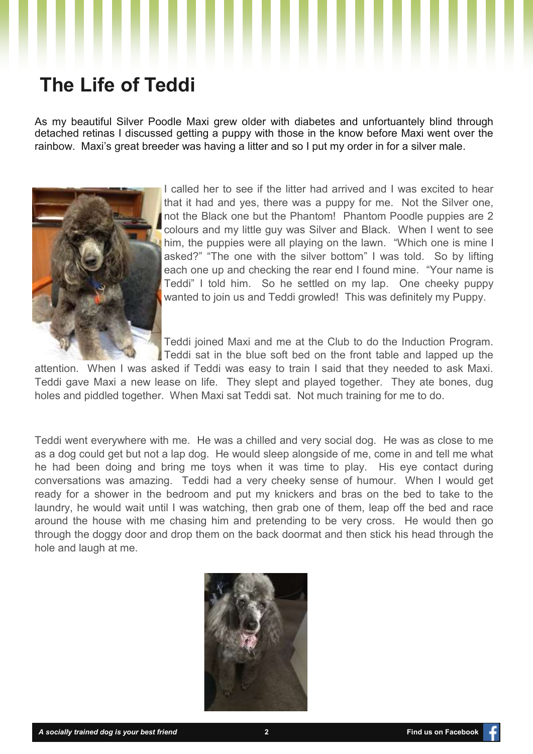# The Life of Teddi

As my beautiful Silver Poodle Maxi grew older with diabetes and unfortuantely blind through detached retinas I discussed getting a puppy with those in the know before Maxi went over the rainbow. Maxi's great breeder was having a litter and so I put my order in for a silver male.

I called her to see if the litter had arrived and I was excited to hear that it had and yes, there was a puppy for me. Not the Silver one, not the Black one but the Phantom! Phantom Poodle puppies are 2 colours and my little guy was Silver and Black. When I went to see him, the puppies were all playing on the lawn. "Which one is mine I asked?" "The one with the silver bottom" I was told. So by lifting each one up and checking the rear end I found mine. "Your name is Teddi" I told him. So he settled on my lap. One cheeky puppy wanted to join us and Teddi growled! This was definitely my Puppy.

Teddi joined Maxi and me at the Club to do the Induction Program. Teddi sat in the blue soft bed on the front table and lapped up the attention. When I was asked if Teddi was easy to train I said that they needed to ask Maxi. Teddi gave Maxi a new lease on life. They slept and played together. They ate bones, dug holes and piddled together. When Maxi sat Teddi sat. Not much training for me to do.

Teddi went everywhere with me. He was a chilled and very social dog. He was as close to me as a dog could get but not a lap dog. He would sleep alongside of me, come in and tell me what he had been doing and bring me toys when it was time to play. His eye contact during conversations was amazing. Teddi had a very cheeky sense of humour. When I would get ready for a shower in the bedroom and put my knickers and bras on the bed to take to the laundry, he would wait until I was watching, then grab one of them, leap off the bed and race around the house with me chasing him and pretending to be very cross. He would then go through the doggy door and drop them on the back doormat and then stick his head through the hole and laugh at me.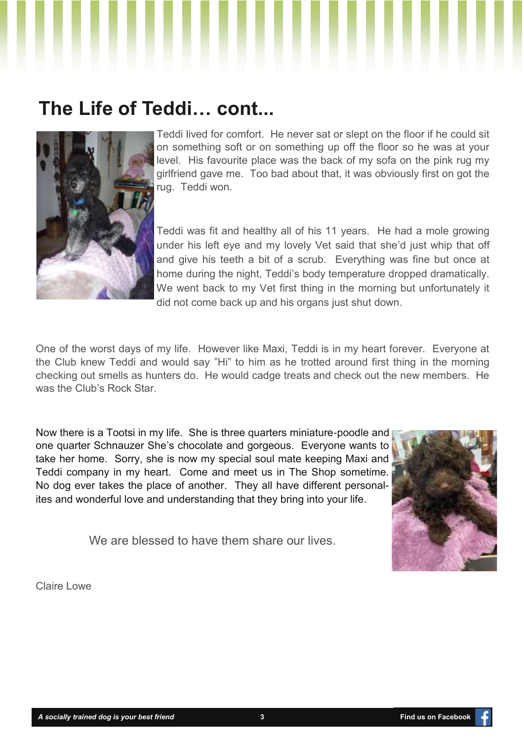# The Life of Teddi… cont...

Teddi lived for comfort. He never sat or slept on the floor if he could sit on something soft or on something up off the floor so he was at your level. His favourite place was the back of my sofa on the pink rug my girlfriend gave me. Too bad about that, it was obviously first on got the rug. Teddi won.

Teddi was fit and healthy all of his 11 years. He had a mole growing under his left eye and my lovely Vet said that she'd just whip that off and give his teeth a bit of a scrub. Everything was fine but once at home during the night, Teddi's body temperature dropped dramatically. We went back to my Vet first thing in the morning but unfortunately it did not come back up and his organs just shut down.

One of the worst days of my life. However like Maxi, Teddi is in my heart forever. Everyone at the Club knew Teddi and would say "Hi" to him as he trotted around first thing in the morning checking out smells as hunters do. He would cadge treats and check out the new members. He was the Club's Rock Star.

Now there is a Tootsi in my life. She is three quarters miniature-poodle and one quarter Schnauzer She's chocolate and gorgeous. Everyone wants to take her home. Sorry, she is now my special soul mate keeping Maxi and Teddi company in my heart. Come and meet us in The Shop sometime. No dog ever takes the place of another. They all have different personalites and wonderful love and understanding that they bring into your life.

We are blessed to have them share our lives.

Claire Lowe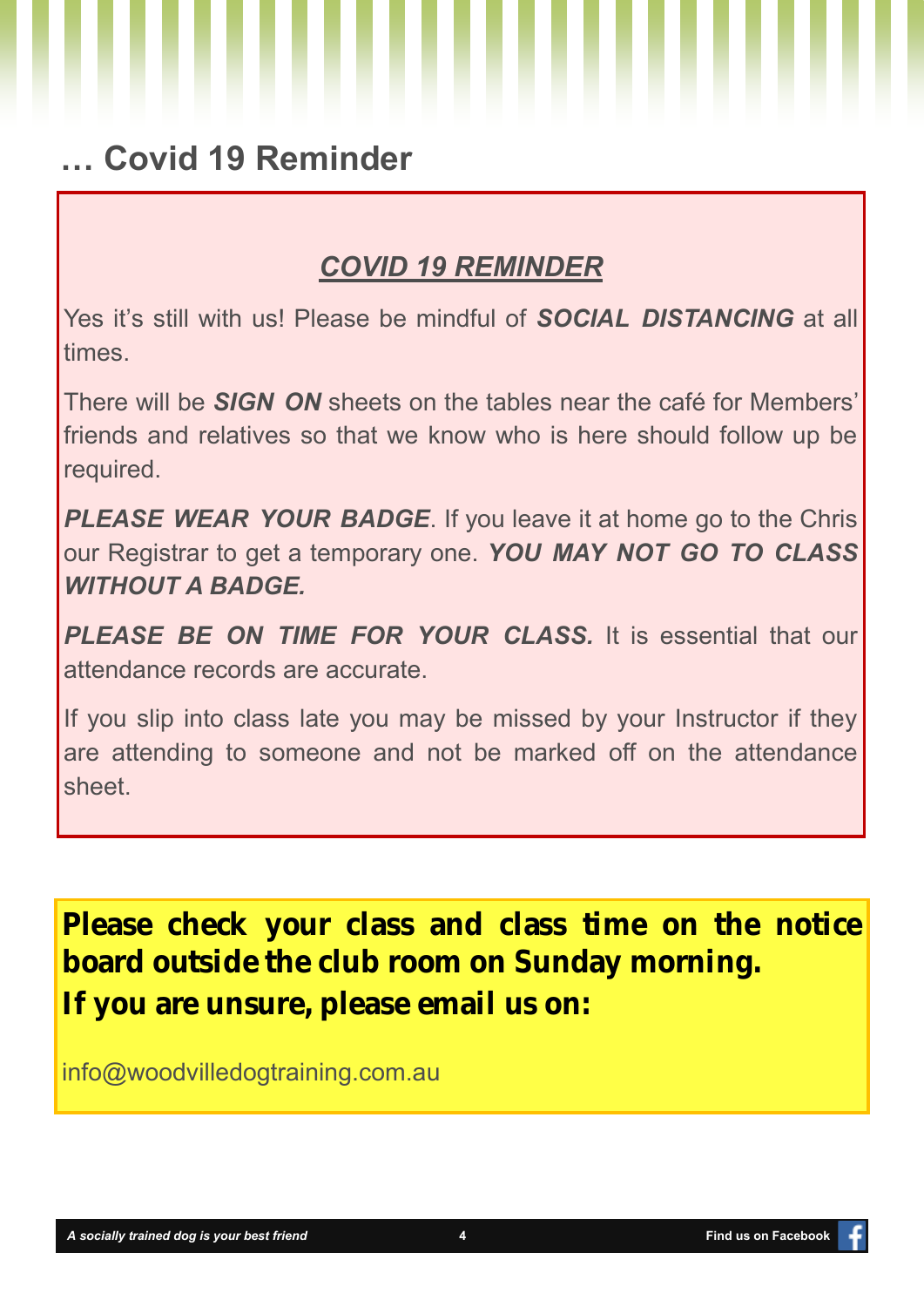## … Covid 19 Reminder

***COVID 19 REMINDER***

Yes it's still with us! Please be mindful of ***SOCIAL DISTANCING*** at all times.

There will be ***SIGN ON*** sheets on the tables near the café for Members' friends and relatives so that we know who is here should follow up be required.

***PLEASE WEAR YOUR BADGE***. If you leave it at home go to the Chris our Registrar to get a temporary one. ***YOU MAY NOT GO TO CLASS WITHOUT A BADGE.***

***PLEASE BE ON TIME FOR YOUR CLASS.*** It is essential that our attendance records are accurate.

If you slip into class late you may be missed by your Instructor if they are attending to someone and not be marked off on the attendance sheet.

**Please check your class and class time on the notice board outside the club room on Sunday morning.**
**If you are unsure, please email us on:**

info@woodvilledogtraining.com.au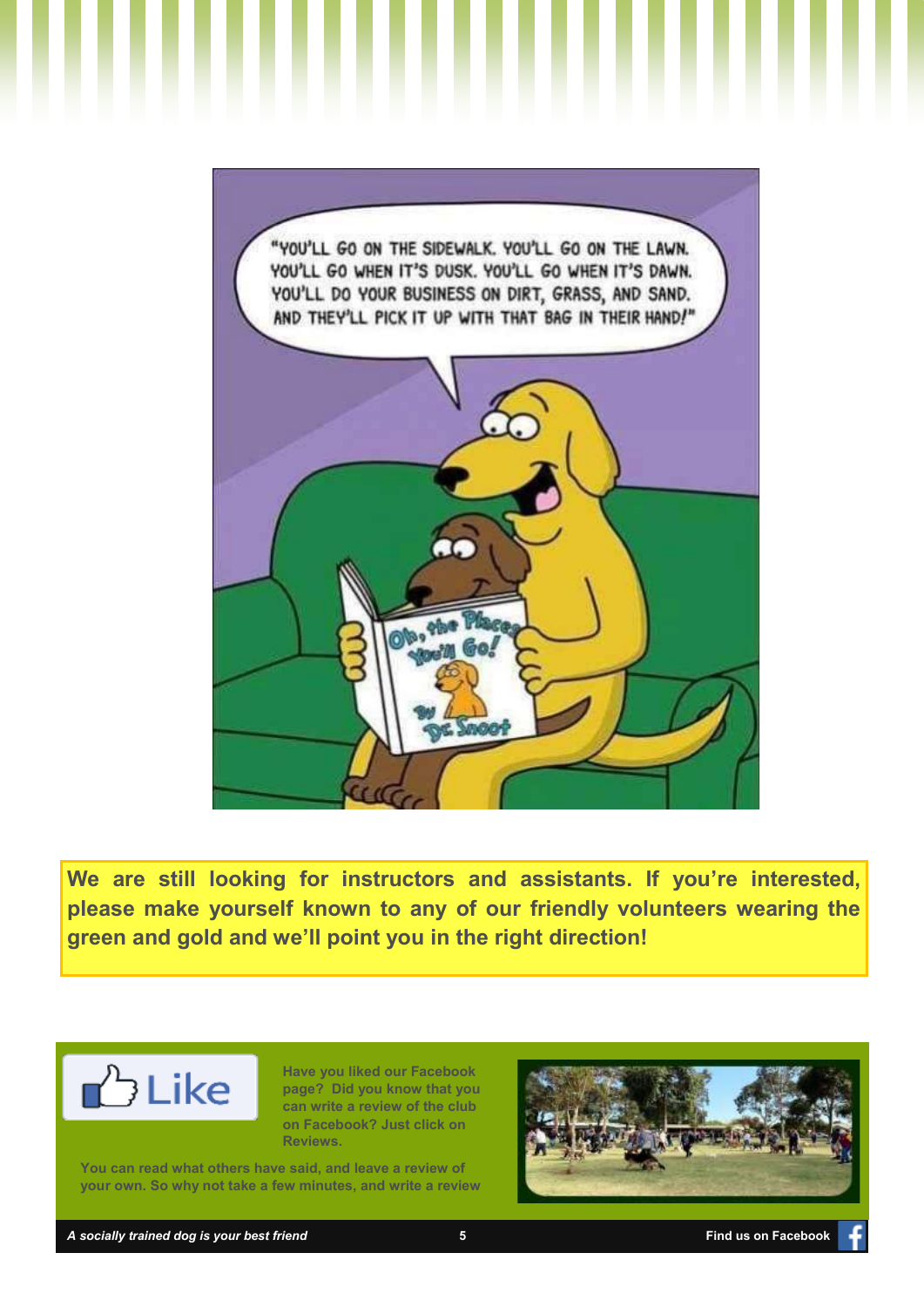**We are still looking for instructors and assistants. If you're interested, please make yourself known to any of our friendly volunteers wearing the green and gold and we'll point you in the right direction!**

**Have you liked our Facebook page? Did you know that you can write a review of the club on Facebook? Just click on Reviews.**

**You can read what others have said, and leave a review of your own. So why not take a few minutes, and write a review**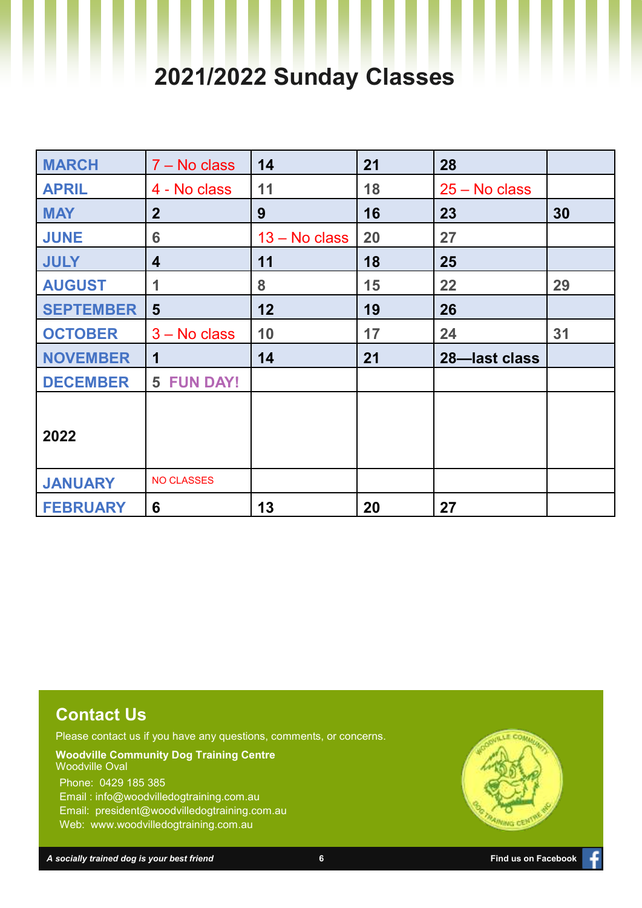# 2021/2022 Sunday Classes

| | | | | | |
|---|---|---|---|---|---|
| MARCH | 7 – No class | 14 | 21 | 28 | |
| APRIL | 4 - No class | 11 | 18 | 25 – No class | |
| MAY | 2 | 9 | 16 | 23 | 30 |
| JUNE | 6 | 13 – No class | 20 | 27 | |
| JULY | 4 | 11 | 18 | 25 | |
| AUGUST | 1 | 8 | 15 | 22 | 29 |
| SEPTEMBER | 5 | 12 | 19 | 26 | |
| OCTOBER | 3 – No class | 10 | 17 | 24 | 31 |
| NOVEMBER | 1 | 14 | 21 | 28—last class | |
| DECEMBER | 5 FUN DAY! | | | | |
| 2022 | | | | | |
| JANUARY | NO CLASSES | | | | |
| FEBRUARY | 6 | 13 | 20 | 27 | |

## Contact Us

Please contact us if you have any questions, comments, or concerns.

**Woodville Community Dog Training Centre**
Woodville Oval

Phone: 0429 185 385
Email : info@woodvilledogtraining.com.au
Email: president@woodvilledogtraining.com.au
Web: www.woodvilledogtraining.com.au

*A socially trained dog is your best friend*

Find us on Facebook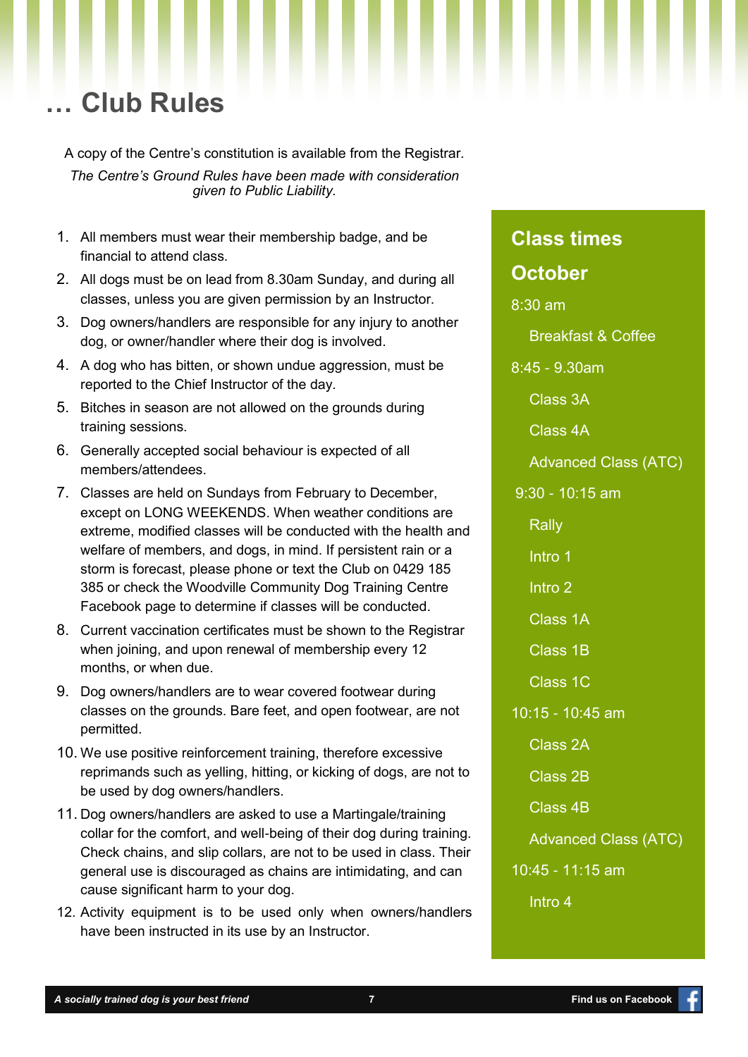# … Club Rules

A copy of the Centre's constitution is available from the Registrar.

*The Centre's Ground Rules have been made with consideration given to Public Liability.*

1. All members must wear their membership badge, and be financial to attend class.
2. All dogs must be on lead from 8.30am Sunday, and during all classes, unless you are given permission by an Instructor.
3. Dog owners/handlers are responsible for any injury to another dog, or owner/handler where their dog is involved.
4. A dog who has bitten, or shown undue aggression, must be reported to the Chief Instructor of the day.
5. Bitches in season are not allowed on the grounds during training sessions.
6. Generally accepted social behaviour is expected of all members/attendees.
7. Classes are held on Sundays from February to December, except on LONG WEEKENDS. When weather conditions are extreme, modified classes will be conducted with the health and welfare of members, and dogs, in mind. If persistent rain or a storm is forecast, please phone or text the Club on 0429 185 385 or check the Woodville Community Dog Training Centre Facebook page to determine if classes will be conducted.
8. Current vaccination certificates must be shown to the Registrar when joining, and upon renewal of membership every 12 months, or when due.
9. Dog owners/handlers are to wear covered footwear during classes on the grounds. Bare feet, and open footwear, are not permitted.
10. We use positive reinforcement training, therefore excessive reprimands such as yelling, hitting, or kicking of dogs, are not to be used by dog owners/handlers.
11. Dog owners/handlers are asked to use a Martingale/training collar for the comfort, and well-being of their dog during training. Check chains, and slip collars, are not to be used in class. Their general use is discouraged as chains are intimidating, and can cause significant harm to your dog.
12. Activity equipment is to be used only when owners/handlers have been instructed in its use by an Instructor.

## Class times October

8:30 am
- Breakfast & Coffee

8:45 - 9.30am
- Class 3A
- Class 4A
- Advanced Class (ATC)

9:30 - 10:15 am
- Rally
- Intro 1
- Intro 2
- Class 1A
- Class 1B
- Class 1C

10:15 - 10:45 am
- Class 2A
- Class 2B
- Class 4B
- Advanced Class (ATC)

10:45 - 11:15 am
- Intro 4

*A socially trained dog is your best friend*

Find us on Facebook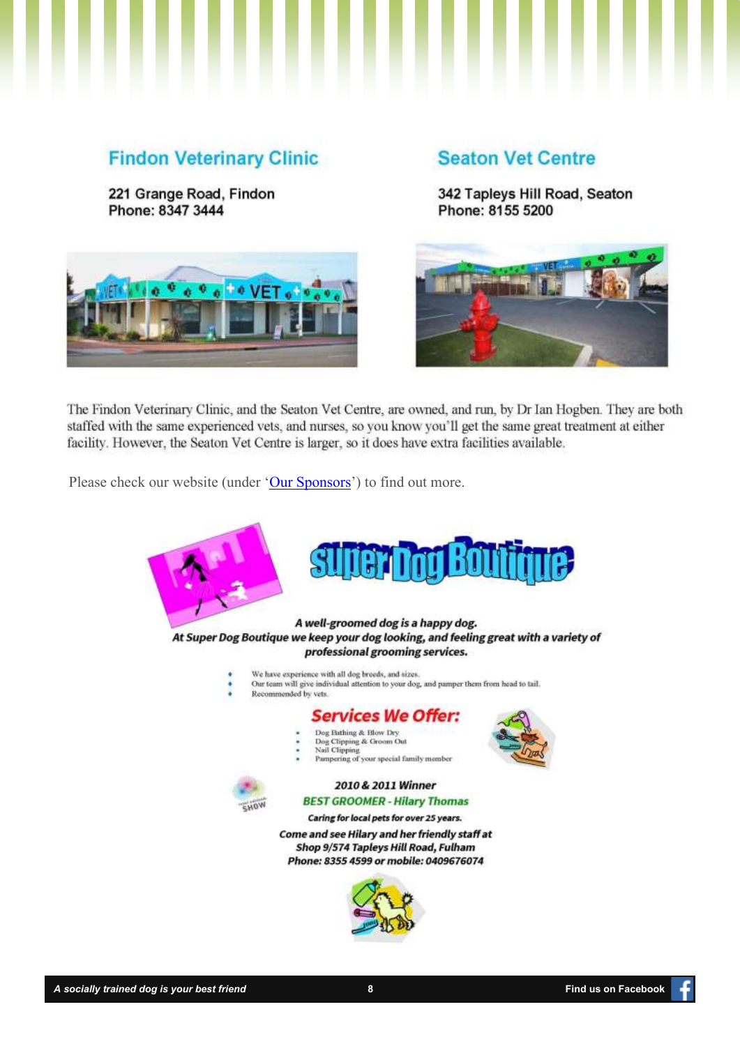## Findon Veterinary Clinic

221 Grange Road, Findon
Phone: 8347 3444

## Seaton Vet Centre

342 Tapleys Hill Road, Seaton
Phone: 8155 5200

The Findon Veterinary Clinic, and the Seaton Vet Centre, are owned, and run, by Dr Ian Hogben. They are both staffed with the same experienced vets, and nurses, so you know you'll get the same great treatment at either facility. However, the Seaton Vet Centre is larger, so it does have extra facilities available.

Please check our website (under 'Our Sponsors') to find out more.

## Super Dog Boutique

***A well-groomed dog is a happy dog.***
***At Super Dog Boutique we keep your dog looking, and feeling great with a variety of professional grooming services.***

- We have experience with all dog breeds, and sizes.
- Our team will give individual attention to your dog, and pamper them from head to tail.
- Recommended by vets.

### Services We Offer:

- Dog Bathing & Blow Dry
- Dog Clipping & Groom Out
- Nail Clipping
- Pampering of your special family member

***2010 & 2011 Winner***
**BEST GROOMER - Hilary Thomas**
**Caring for local pets for over 25 years.**

**Come and see Hilary and her friendly staff at**
**Shop 9/574 Tapleys Hill Road, Fulham**
**Phone: 8355 4599 or mobile: 0409676074**